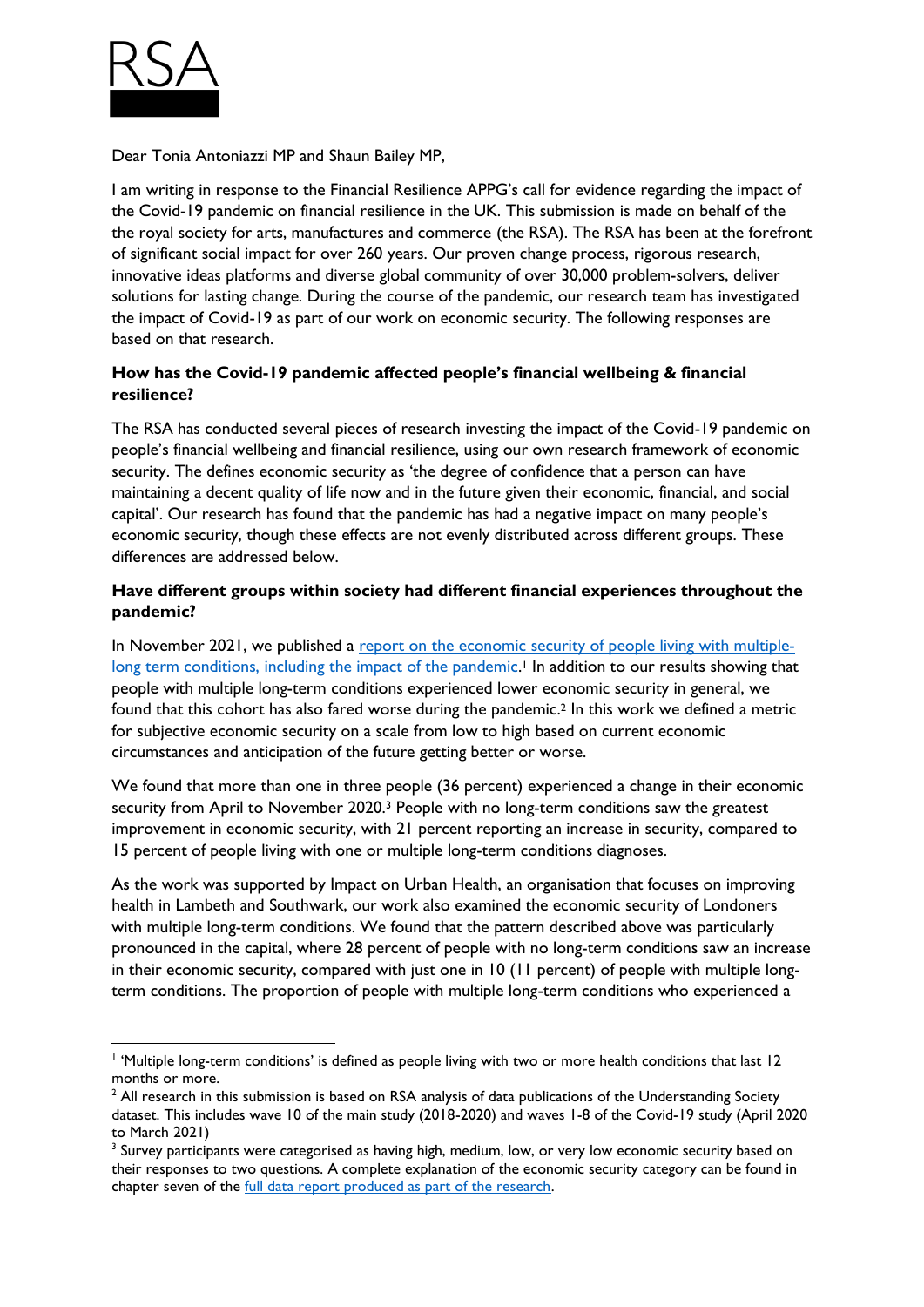RSA

Dear Tonia Antoniazzi MP and Shaun Bailey MP,

I am writing in response to the Financial Resilience APPG's call for evidence regarding the impact of the Covid-19 pandemic on financial resilience in the UK. This submission is made on behalf of the the royal society for arts, manufactures and commerce (the RSA). The RSA has been at the forefront of significant social impact for over 260 years. Our proven change process, rigorous research, innovative ideas platforms and diverse global community of over 30,000 problem-solvers, deliver solutions for lasting change. During the course of the pandemic, our research team has investigated the impact of Covid-19 as part of our work on economic security. The following responses are based on that research.

**How has the Covid-19 pandemic affected people's financial wellbeing & financial resilience?**

The RSA has conducted several pieces of research investing the impact of the Covid-19 pandemic on people's financial wellbeing and financial resilience, using our own research framework of economic security. The defines economic security as 'the degree of confidence that a person can have maintaining a decent quality of life now and in the future given their economic, financial, and social capital'. Our research has found that the pandemic has had a negative impact on many people's economic security, though these effects are not evenly distributed across different groups. These differences are addressed below.

**Have different groups within society had different financial experiences throughout the pandemic?**

In November 2021, we published a [report on the economic security of people living with multiple-long term conditions, including the impact of the pandemic](). [1] In addition to our results showing that people with multiple long-term conditions experienced lower economic security in general, we found that this cohort has also fared worse during the pandemic. [2] In this work we defined a metric for subjective economic security on a scale from low to high based on current economic circumstances and anticipation of the future getting better or worse.

We found that more than one in three people (36 percent) experienced a change in their economic security from April to November 2020. [3] People with no long-term conditions saw the greatest improvement in economic security, with 21 percent reporting an increase in security, compared to 15 percent of people living with one or multiple long-term conditions diagnoses.

As the work was supported by Impact on Urban Health, an organisation that focuses on improving health in Lambeth and Southwark, our work also examined the economic security of Londoners with multiple long-term conditions. We found that the pattern described above was particularly pronounced in the capital, where 28 percent of people with no long-term conditions saw an increase in their economic security, compared with just one in 10 (11 percent) of people with multiple long-term conditions. The proportion of people with multiple long-term conditions who experienced a

---

[1] 'Multiple long-term conditions' is defined as people living with two or more health conditions that last 12 months or more.

[2] All research in this submission is based on RSA analysis of data publications of the Understanding Society dataset. This includes wave 10 of the main study (2018-2020) and waves 1-8 of the Covid-19 study (April 2020 to March 2021)

[3] Survey participants were categorised as having high, medium, low, or very low economic security based on their responses to two questions. A complete explanation of the economic security category can be found in chapter seven of the [full data report produced as part of the research]().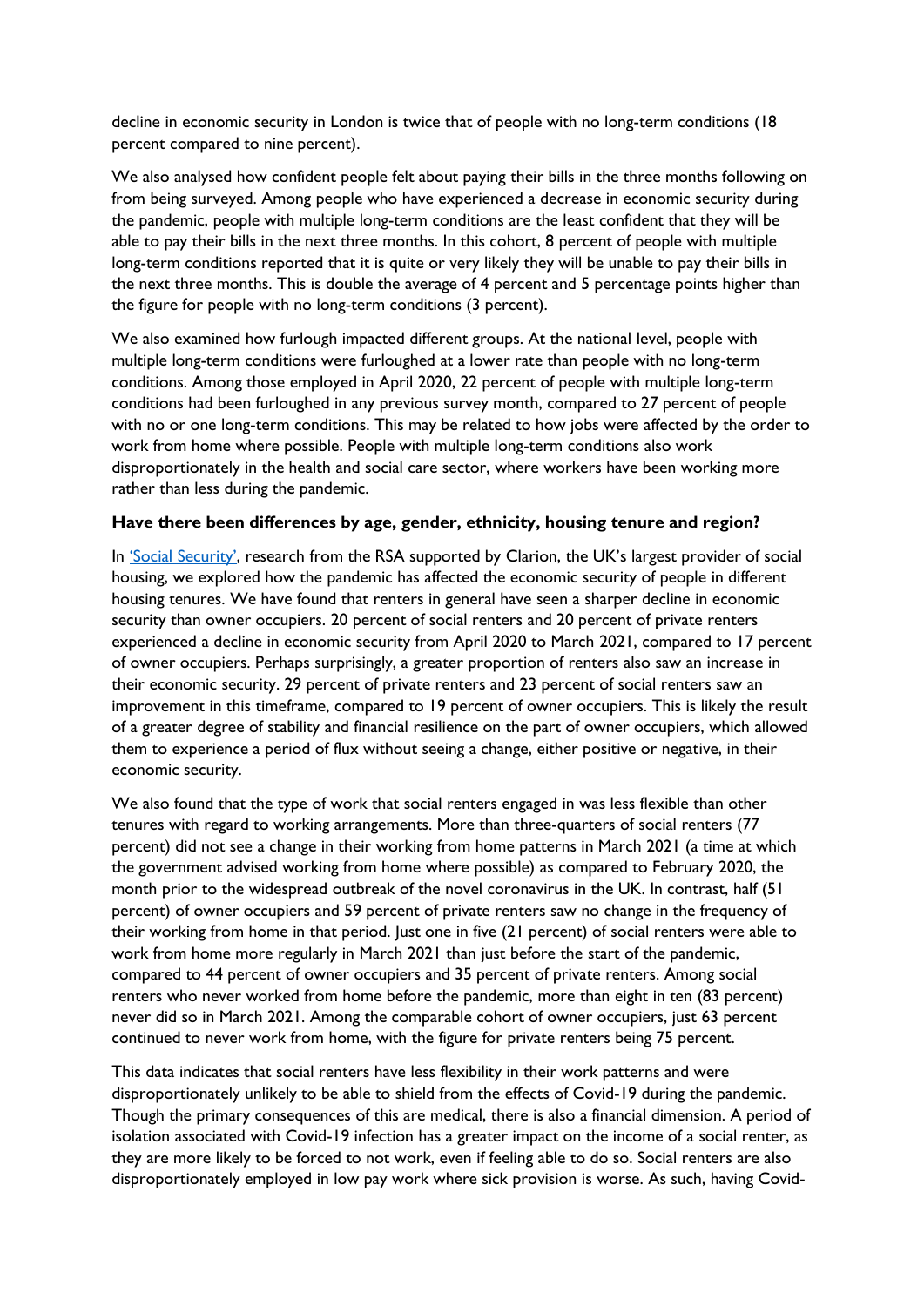decline in economic security in London is twice that of people with no long-term conditions (18 percent compared to nine percent).

We also analysed how confident people felt about paying their bills in the three months following on from being surveyed. Among people who have experienced a decrease in economic security during the pandemic, people with multiple long-term conditions are the least confident that they will be able to pay their bills in the next three months. In this cohort, 8 percent of people with multiple long-term conditions reported that it is quite or very likely they will be unable to pay their bills in the next three months. This is double the average of 4 percent and 5 percentage points higher than the figure for people with no long-term conditions (3 percent).

We also examined how furlough impacted different groups. At the national level, people with multiple long-term conditions were furloughed at a lower rate than people with no long-term conditions. Among those employed in April 2020, 22 percent of people with multiple long-term conditions had been furloughed in any previous survey month, compared to 27 percent of people with no or one long-term conditions. This may be related to how jobs were affected by the order to work from home where possible. People with multiple long-term conditions also work disproportionately in the health and social care sector, where workers have been working more rather than less during the pandemic.

**Have there been differences by age, gender, ethnicity, housing tenure and region?**

In 'Social Security', research from the RSA supported by Clarion, the UK's largest provider of social housing, we explored how the pandemic has affected the economic security of people in different housing tenures. We have found that renters in general have seen a sharper decline in economic security than owner occupiers. 20 percent of social renters and 20 percent of private renters experienced a decline in economic security from April 2020 to March 2021, compared to 17 percent of owner occupiers. Perhaps surprisingly, a greater proportion of renters also saw an increase in their economic security. 29 percent of private renters and 23 percent of social renters saw an improvement in this timeframe, compared to 19 percent of owner occupiers. This is likely the result of a greater degree of stability and financial resilience on the part of owner occupiers, which allowed them to experience a period of flux without seeing a change, either positive or negative, in their economic security.

We also found that the type of work that social renters engaged in was less flexible than other tenures with regard to working arrangements. More than three-quarters of social renters (77 percent) did not see a change in their working from home patterns in March 2021 (a time at which the government advised working from home where possible) as compared to February 2020, the month prior to the widespread outbreak of the novel coronavirus in the UK. In contrast, half (51 percent) of owner occupiers and 59 percent of private renters saw no change in the frequency of their working from home in that period. Just one in five (21 percent) of social renters were able to work from home more regularly in March 2021 than just before the start of the pandemic, compared to 44 percent of owner occupiers and 35 percent of private renters. Among social renters who never worked from home before the pandemic, more than eight in ten (83 percent) never did so in March 2021. Among the comparable cohort of owner occupiers, just 63 percent continued to never work from home, with the figure for private renters being 75 percent.

This data indicates that social renters have less flexibility in their work patterns and were disproportionately unlikely to be able to shield from the effects of Covid-19 during the pandemic. Though the primary consequences of this are medical, there is also a financial dimension. A period of isolation associated with Covid-19 infection has a greater impact on the income of a social renter, as they are more likely to be forced to not work, even if feeling able to do so. Social renters are also disproportionately employed in low pay work where sick provision is worse. As such, having Covid-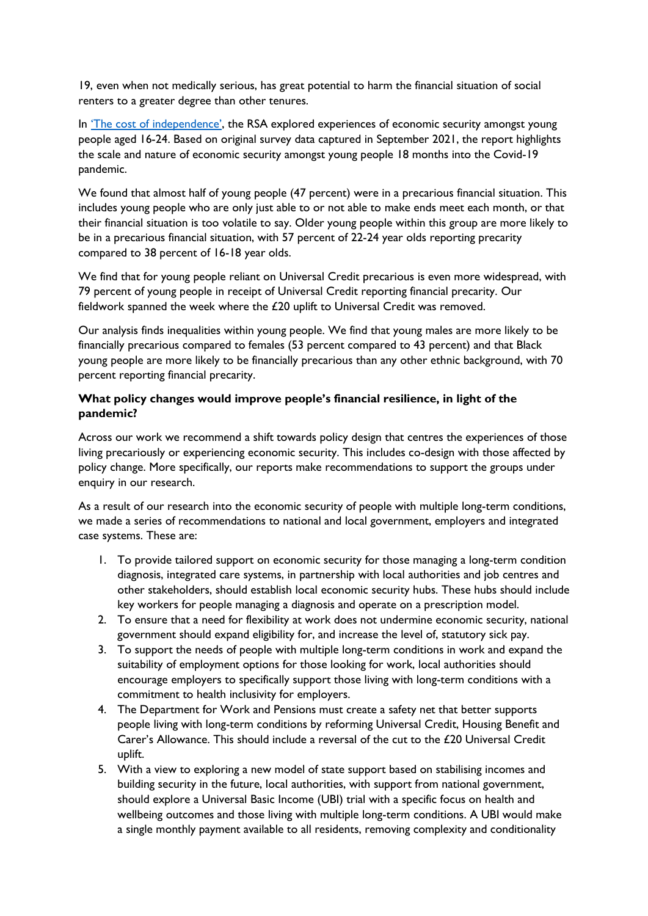19, even when not medically serious, has great potential to harm the financial situation of social renters to a greater degree than other tenures.

In ['The cost of independence'](), the RSA explored experiences of economic security amongst young people aged 16-24. Based on original survey data captured in September 2021, the report highlights the scale and nature of economic security amongst young people 18 months into the Covid-19 pandemic.

We found that almost half of young people (47 percent) were in a precarious financial situation. This includes young people who are only just able to or not able to make ends meet each month, or that their financial situation is too volatile to say. Older young people within this group are more likely to be in a precarious financial situation, with 57 percent of 22-24 year olds reporting precarity compared to 38 percent of 16-18 year olds.

We find that for young people reliant on Universal Credit precarious is even more widespread, with 79 percent of young people in receipt of Universal Credit reporting financial precarity. Our fieldwork spanned the week where the £20 uplift to Universal Credit was removed.

Our analysis finds inequalities within young people. We find that young males are more likely to be financially precarious compared to females (53 percent compared to 43 percent) and that Black young people are more likely to be financially precarious than any other ethnic background, with 70 percent reporting financial precarity.

**What policy changes would improve people's financial resilience, in light of the pandemic?**

Across our work we recommend a shift towards policy design that centres the experiences of those living precariously or experiencing economic security. This includes co-design with those affected by policy change. More specifically, our reports make recommendations to support the groups under enquiry in our research.

As a result of our research into the economic security of people with multiple long-term conditions, we made a series of recommendations to national and local government, employers and integrated case systems. These are:

1. To provide tailored support on economic security for those managing a long-term condition diagnosis, integrated care systems, in partnership with local authorities and job centres and other stakeholders, should establish local economic security hubs. These hubs should include key workers for people managing a diagnosis and operate on a prescription model.
2. To ensure that a need for flexibility at work does not undermine economic security, national government should expand eligibility for, and increase the level of, statutory sick pay.
3. To support the needs of people with multiple long-term conditions in work and expand the suitability of employment options for those looking for work, local authorities should encourage employers to specifically support those living with long-term conditions with a commitment to health inclusivity for employers.
4. The Department for Work and Pensions must create a safety net that better supports people living with long-term conditions by reforming Universal Credit, Housing Benefit and Carer's Allowance. This should include a reversal of the cut to the £20 Universal Credit uplift.
5. With a view to exploring a new model of state support based on stabilising incomes and building security in the future, local authorities, with support from national government, should explore a Universal Basic Income (UBI) trial with a specific focus on health and wellbeing outcomes and those living with multiple long-term conditions. A UBI would make a single monthly payment available to all residents, removing complexity and conditionality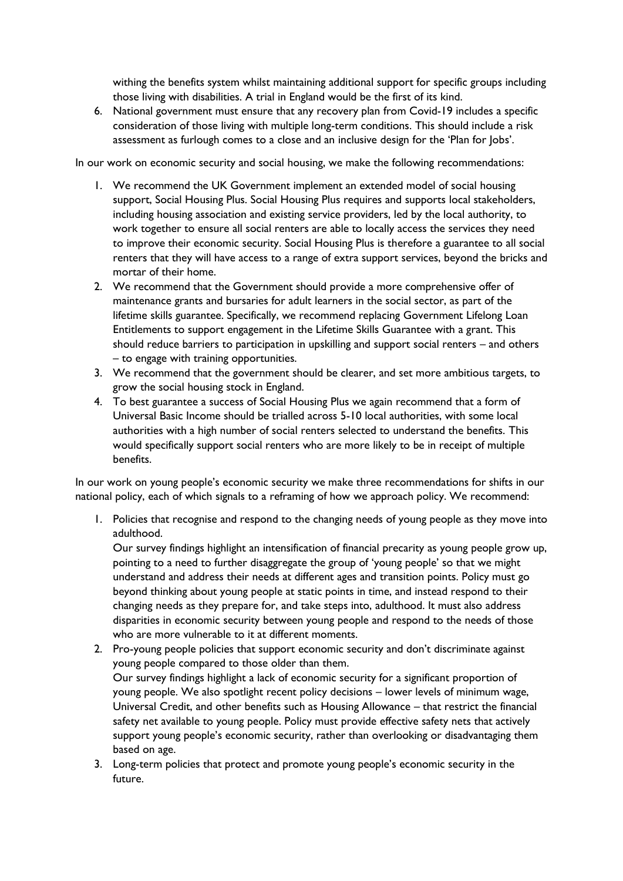withing the benefits system whilst maintaining additional support for specific groups including those living with disabilities. A trial in England would be the first of its kind.

6. National government must ensure that any recovery plan from Covid-19 includes a specific consideration of those living with multiple long-term conditions. This should include a risk assessment as furlough comes to a close and an inclusive design for the 'Plan for Jobs'.

In our work on economic security and social housing, we make the following recommendations:

1. We recommend the UK Government implement an extended model of social housing support, Social Housing Plus. Social Housing Plus requires and supports local stakeholders, including housing association and existing service providers, led by the local authority, to work together to ensure all social renters are able to locally access the services they need to improve their economic security. Social Housing Plus is therefore a guarantee to all social renters that they will have access to a range of extra support services, beyond the bricks and mortar of their home.
2. We recommend that the Government should provide a more comprehensive offer of maintenance grants and bursaries for adult learners in the social sector, as part of the lifetime skills guarantee. Specifically, we recommend replacing Government Lifelong Loan Entitlements to support engagement in the Lifetime Skills Guarantee with a grant. This should reduce barriers to participation in upskilling and support social renters – and others – to engage with training opportunities.
3. We recommend that the government should be clearer, and set more ambitious targets, to grow the social housing stock in England.
4. To best guarantee a success of Social Housing Plus we again recommend that a form of Universal Basic Income should be trialled across 5-10 local authorities, with some local authorities with a high number of social renters selected to understand the benefits. This would specifically support social renters who are more likely to be in receipt of multiple benefits.

In our work on young people's economic security we make three recommendations for shifts in our national policy, each of which signals to a reframing of how we approach policy. We recommend:

1. Policies that recognise and respond to the changing needs of young people as they move into adulthood.
   Our survey findings highlight an intensification of financial precarity as young people grow up, pointing to a need to further disaggregate the group of 'young people' so that we might understand and address their needs at different ages and transition points. Policy must go beyond thinking about young people at static points in time, and instead respond to their changing needs as they prepare for, and take steps into, adulthood. It must also address disparities in economic security between young people and respond to the needs of those who are more vulnerable to it at different moments.
2. Pro-young people policies that support economic security and don't discriminate against young people compared to those older than them.
   Our survey findings highlight a lack of economic security for a significant proportion of young people. We also spotlight recent policy decisions – lower levels of minimum wage, Universal Credit, and other benefits such as Housing Allowance – that restrict the financial safety net available to young people. Policy must provide effective safety nets that actively support young people's economic security, rather than overlooking or disadvantaging them based on age.
3. Long-term policies that protect and promote young people's economic security in the future.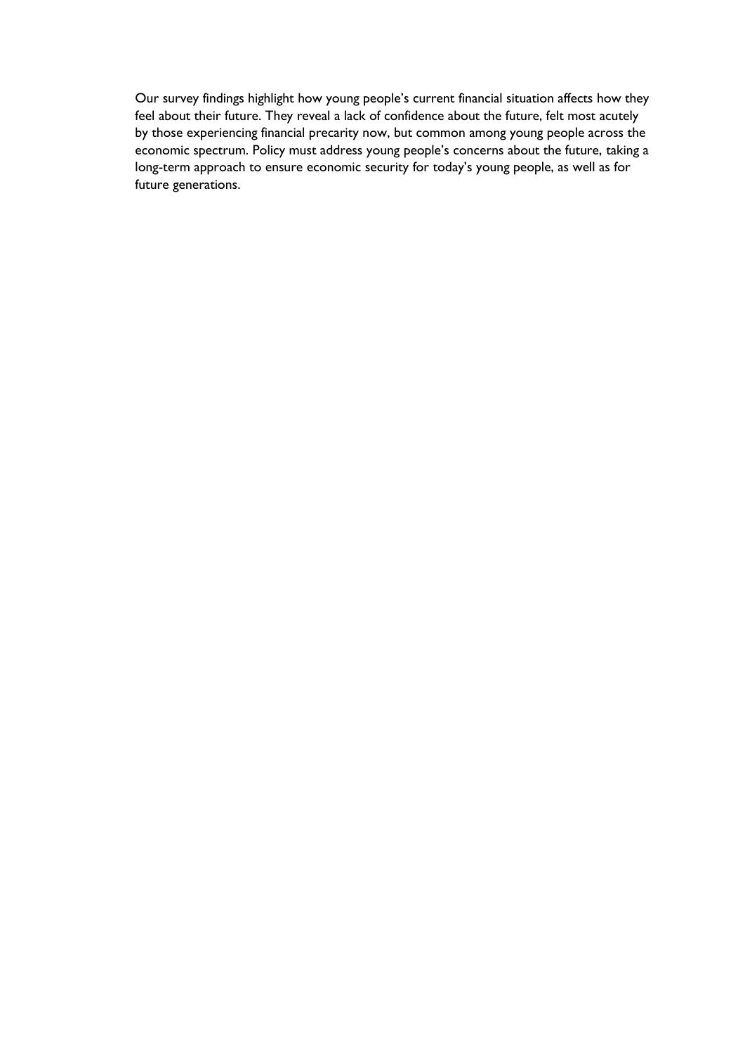Our survey findings highlight how young people's current financial situation affects how they feel about their future. They reveal a lack of confidence about the future, felt most acutely by those experiencing financial precarity now, but common among young people across the economic spectrum. Policy must address young people's concerns about the future, taking a long-term approach to ensure economic security for today's young people, as well as for future generations.